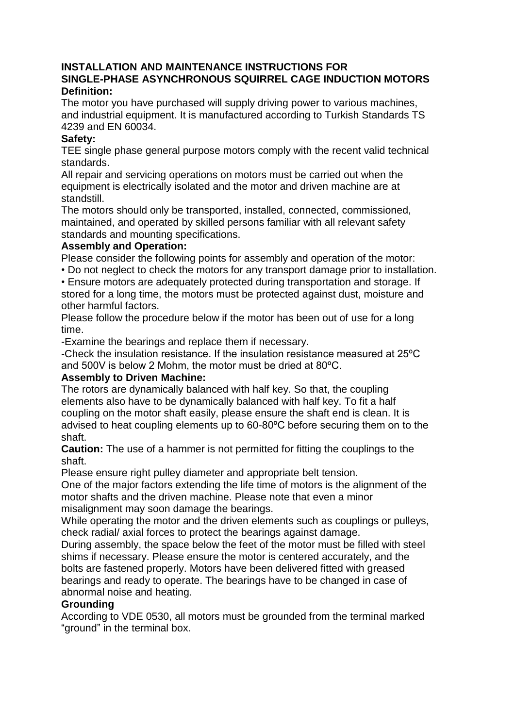# INSTALLATION AND MAINTENANCE INSTRUCTIONS FOR SINGLE-PHASE ASYNCHRONOUS SQUIRREL CAGE INDUCTION MOTORS

**Definition:**

The motor you have purchased will supply driving power to various machines, and industrial equipment. It is manufactured according to Turkish Standards TS 4239 and EN 60034.

**Safety:**

TEE single phase general purpose motors comply with the recent valid technical standards.

All repair and servicing operations on motors must be carried out when the equipment is electrically isolated and the motor and driven machine are at standstill.

The motors should only be transported, installed, connected, commissioned, maintained, and operated by skilled persons familiar with all relevant safety standards and mounting specifications.

**Assembly and Operation:**

Please consider the following points for assembly and operation of the motor:

- Do not neglect to check the motors for any transport damage prior to installation.
- Ensure motors are adequately protected during transportation and storage. If stored for a long time, the motors must be protected against dust, moisture and other harmful factors.

Please follow the procedure below if the motor has been out of use for a long time.

-Examine the bearings and replace them if necessary.

-Check the insulation resistance. If the insulation resistance measured at 25ºC and 500V is below 2 Mohm, the motor must be dried at 80ºC.

**Assembly to Driven Machine:**

The rotors are dynamically balanced with half key. So that, the coupling elements also have to be dynamically balanced with half key. To fit a half coupling on the motor shaft easily, please ensure the shaft end is clean. It is advised to heat coupling elements up to 60-80ºC before securing them on to the shaft.

**Caution:** The use of a hammer is not permitted for fitting the couplings to the shaft.

Please ensure right pulley diameter and appropriate belt tension.

One of the major factors extending the life time of motors is the alignment of the motor shafts and the driven machine. Please note that even a minor misalignment may soon damage the bearings.

While operating the motor and the driven elements such as couplings or pulleys, check radial/ axial forces to protect the bearings against damage.

During assembly, the space below the feet of the motor must be filled with steel shims if necessary. Please ensure the motor is centered accurately, and the bolts are fastened properly. Motors have been delivered fitted with greased bearings and ready to operate. The bearings have to be changed in case of abnormal noise and heating.

**Grounding**

According to VDE 0530, all motors must be grounded from the terminal marked “ground” in the terminal box.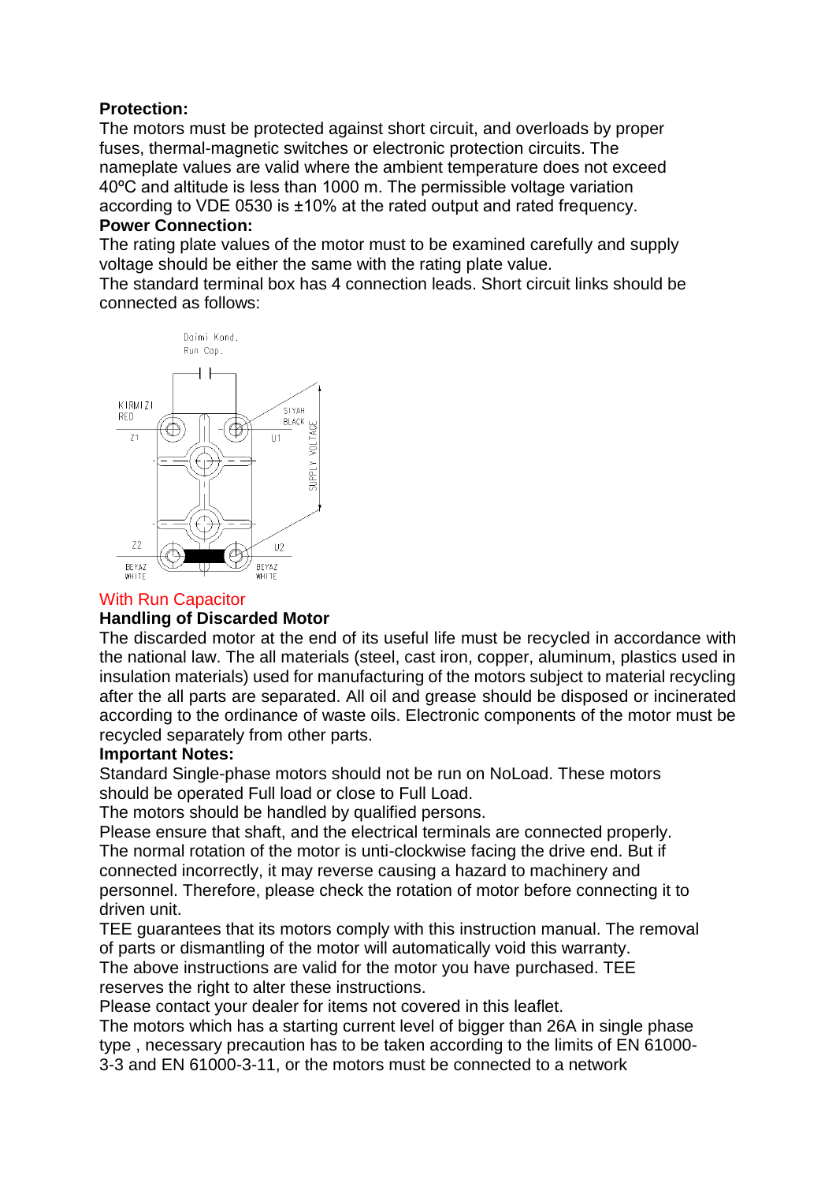**Protection:**

The motors must be protected against short circuit, and overloads by proper fuses, thermal-magnetic switches or electronic protection circuits. The nameplate values are valid where the ambient temperature does not exceed 40ºC and altitude is less than 1000 m. The permissible voltage variation according to VDE 0530 is ±10% at the rated output and rated frequency.

**Power Connection:**

The rating plate values of the motor must to be examined carefully and supply voltage should be either the same with the rating plate value.

The standard terminal box has 4 connection leads. Short circuit links should be connected as follows:

Daimi Kond.
Run Cap.
KIRMIZI
RED
Z1
SIYAH
BLACK
U1
SUPPLY VOLTAGE
Z2
U2
BEYAZ
WHITE
BEYAZ
WHITE

With Run Capacitor

**Handling of Discarded Motor**

The discarded motor at the end of its useful life must be recycled in accordance with the national law. The all materials (steel, cast iron, copper, aluminum, plastics used in insulation materials) used for manufacturing of the motors subject to material recycling after the all parts are separated. All oil and grease should be disposed or incinerated according to the ordinance of waste oils. Electronic components of the motor must be recycled separately from other parts.

**Important Notes:**

Standard Single-phase motors should not be run on NoLoad. These motors should be operated Full load or close to Full Load.

The motors should be handled by qualified persons.

Please ensure that shaft, and the electrical terminals are connected properly.

The normal rotation of the motor is unti-clockwise facing the drive end. But if connected incorrectly, it may reverse causing a hazard to machinery and personnel. Therefore, please check the rotation of motor before connecting it to driven unit.

TEE guarantees that its motors comply with this instruction manual. The removal of parts or dismantling of the motor will automatically void this warranty.

The above instructions are valid for the motor you have purchased. TEE reserves the right to alter these instructions.

Please contact your dealer for items not covered in this leaflet.

The motors which has a starting current level of bigger than 26A in single phase type , necessary precaution has to be taken according to the limits of EN 61000-3-3 and EN 61000-3-11, or the motors must be connected to a network